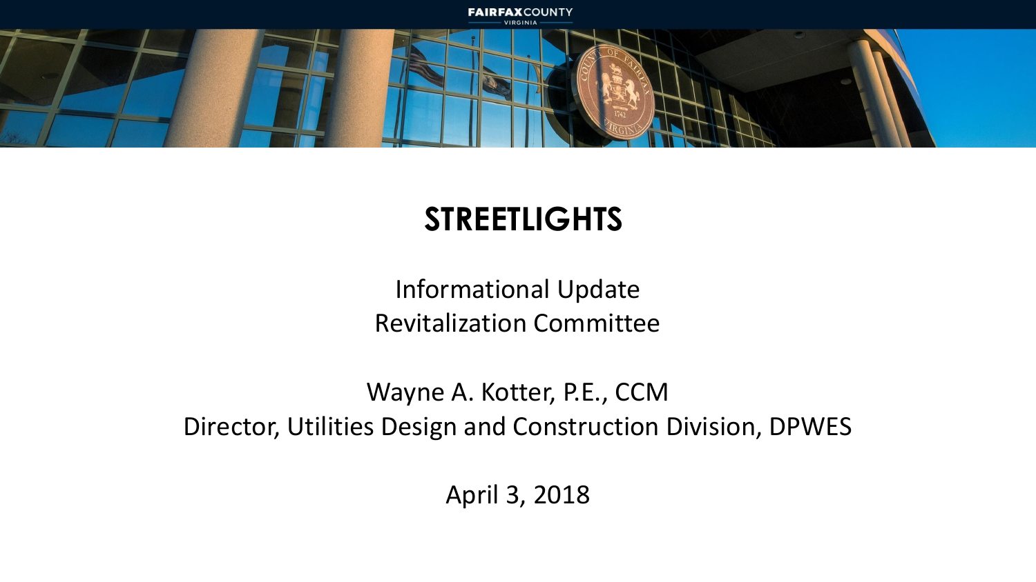# STREETLIGHTS

Informational Update
Revitalization Committee

Wayne A. Kotter, P.E., CCM
Director, Utilities Design and Construction Division, DPWES

April 3, 2018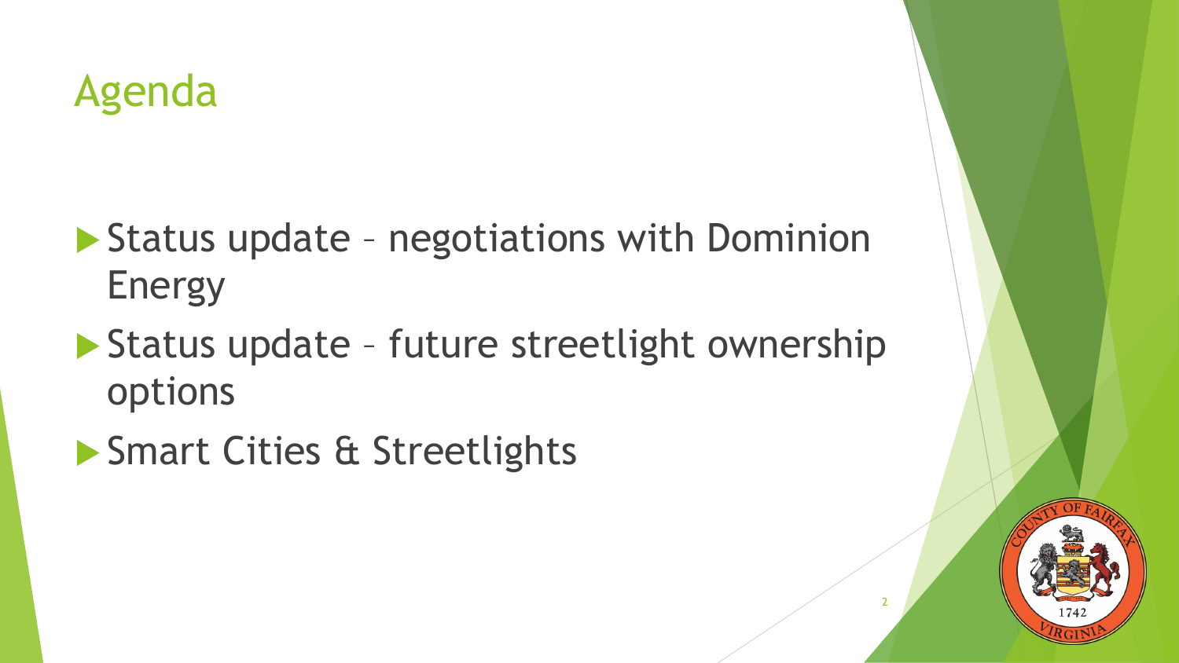# Agenda

- Status update – negotiations with Dominion Energy
- Status update – future streetlight ownership options
- Smart Cities & Streetlights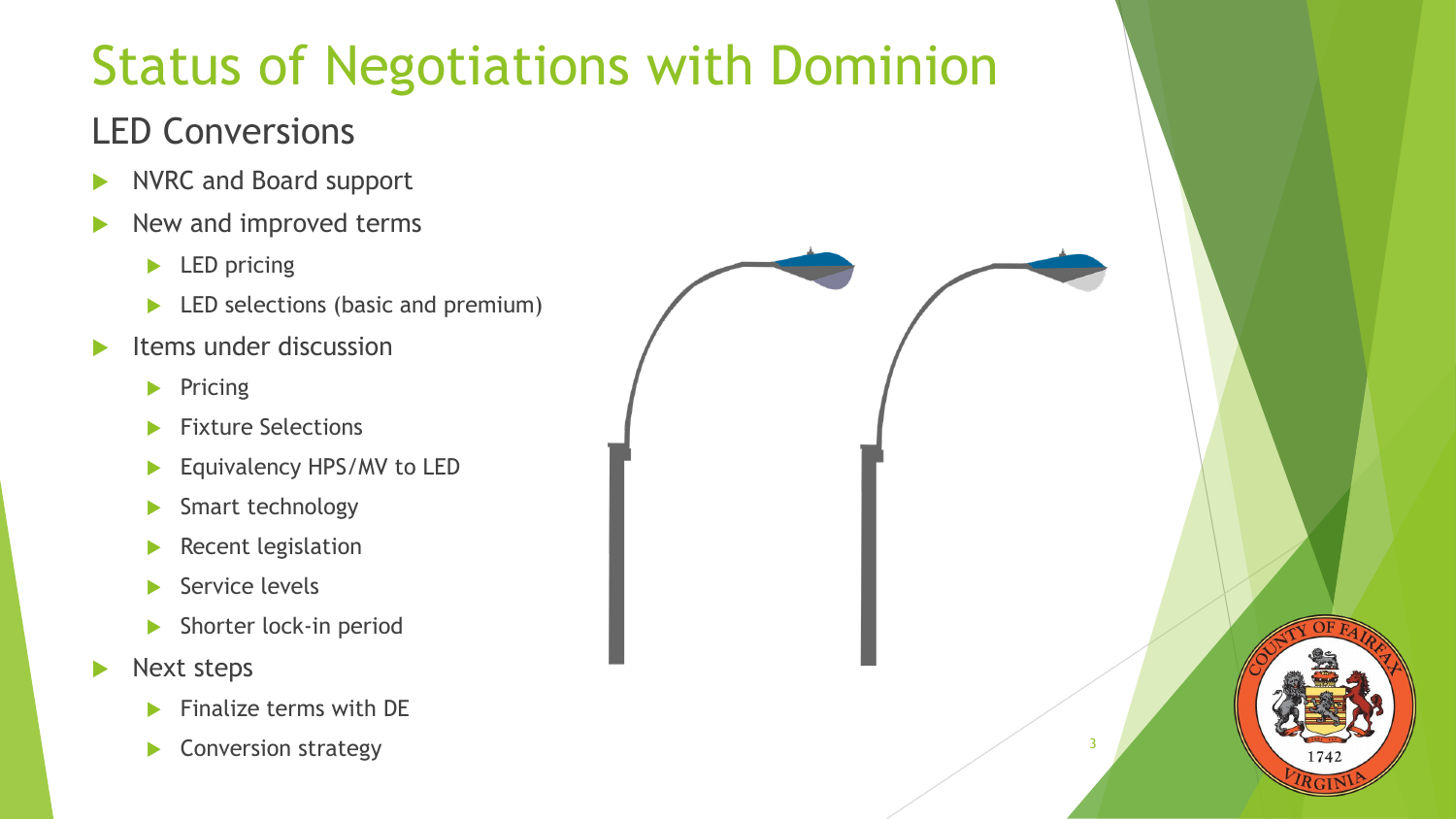# Status of Negotiations with Dominion

## LED Conversions

- NVRC and Board support
- New and improved terms
  - LED pricing
  - LED selections (basic and premium)
- Items under discussion
  - Pricing
  - Fixture Selections
  - Equivalency HPS/MV to LED
  - Smart technology
  - Recent legislation
  - Service levels
  - Shorter lock-in period
- Next steps
  - Finalize terms with DE
  - Conversion strategy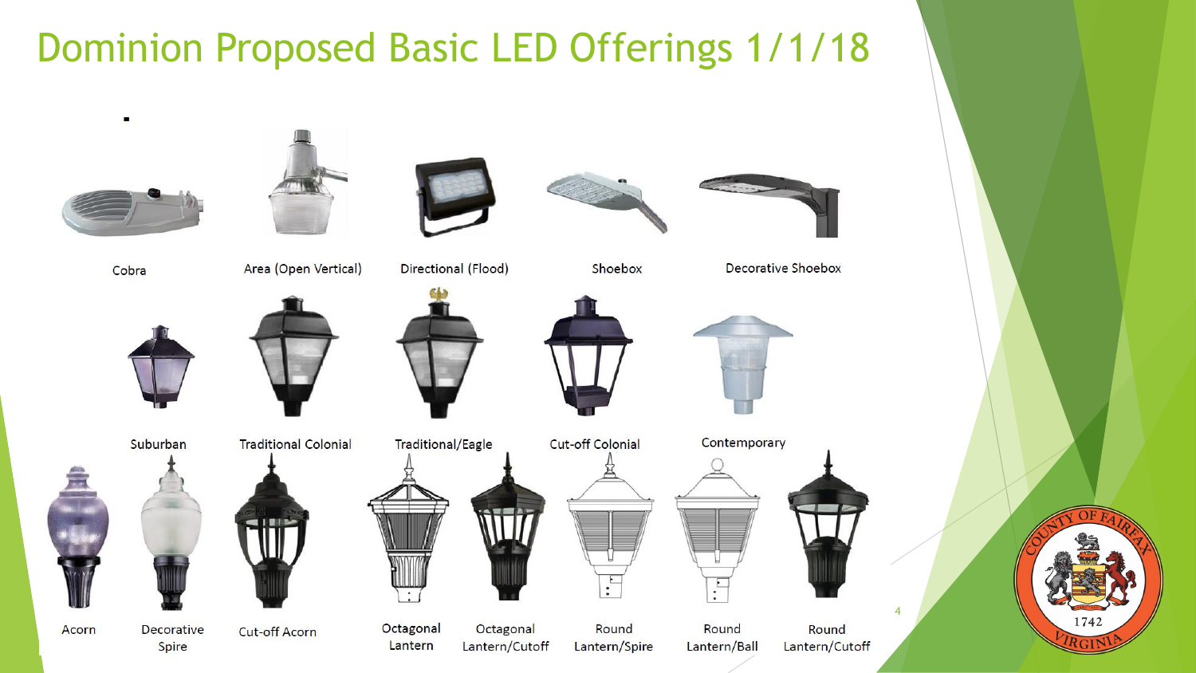# Dominion Proposed Basic LED Offerings 1/1/18

Cobra

Area (Open Vertical)

Directional (Flood)

Shoebox

Decorative Shoebox

Suburban

Traditional Colonial

Traditional/Eagle

Cut-off Colonial

Contemporary

Acorn

Decorative Spire

Cut-off Acorn

Octagonal Lantern

Octagonal Lantern/Cutoff

Round Lantern/Spire

Round Lantern/Ball

Round Lantern/Cutoff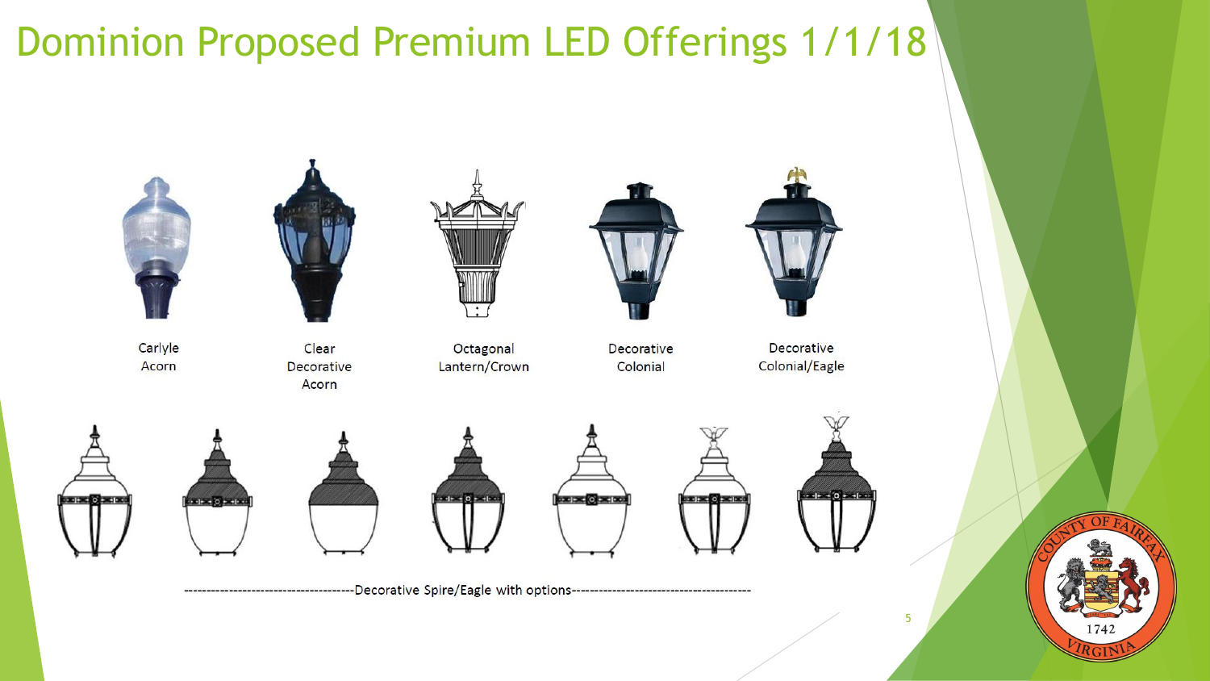# Dominion Proposed Premium LED Offerings 1/1/18

Carlyle Acorn

Clear Decorative Acorn

Octagonal Lantern/Crown

Decorative Colonial

Decorative Colonial/Eagle

-------------------------------------Decorative Spire/Eagle with options---------------------------------------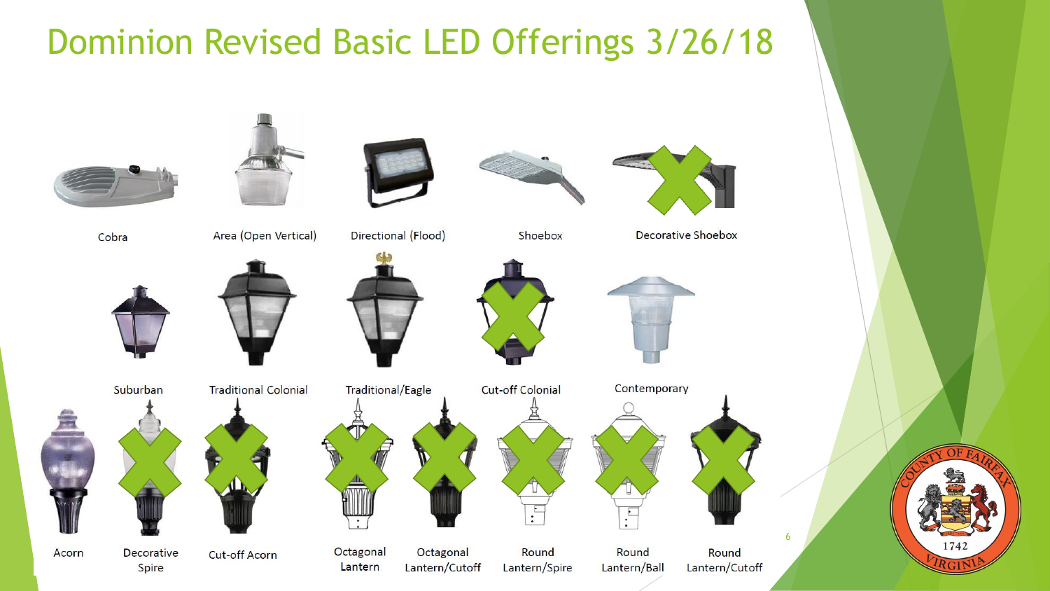# Dominion Revised Basic LED Offerings 3/26/18

Cobra

Area (Open Vertical)

Directional (Flood)

Shoebox

Decorative Shoebox

Suburban

Traditional Colonial

Traditional/Eagle

Cut-off Colonial

Contemporary

Acorn

Decorative Spire

Cut-off Acorn

Octagonal Lantern

Octagonal Lantern/Cutoff

Round Lantern/Spire

Round Lantern/Ball

Round Lantern/Cutoff

COUNTY OF FAIRFAX 1742 VIRGINIA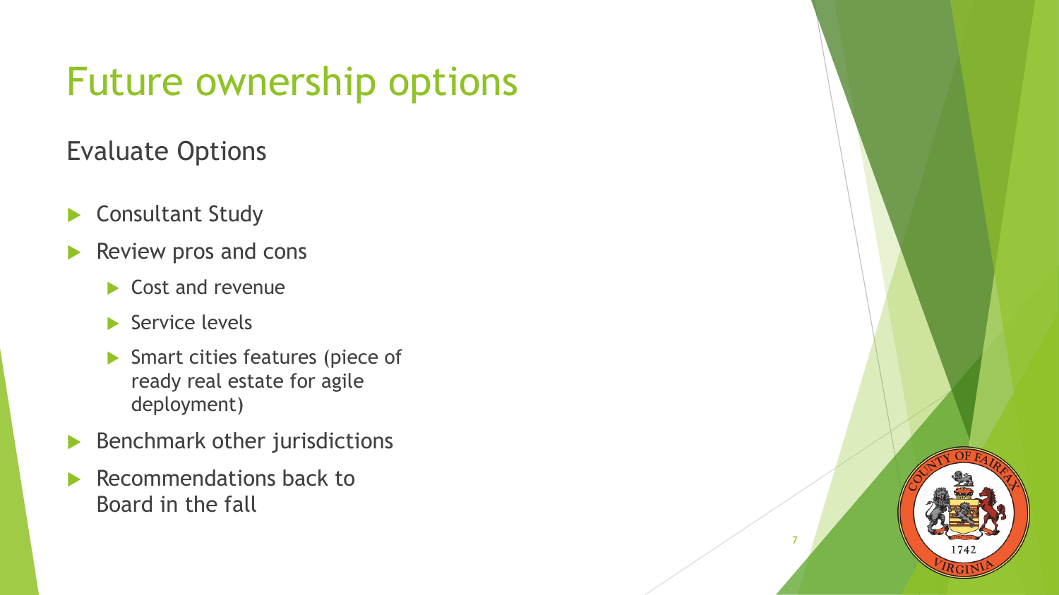# Future ownership options

## Evaluate Options

- Consultant Study
- Review pros and cons
  - Cost and revenue
  - Service levels
  - Smart cities features (piece of ready real estate for agile deployment)
- Benchmark other jurisdictions
- Recommendations back to Board in the fall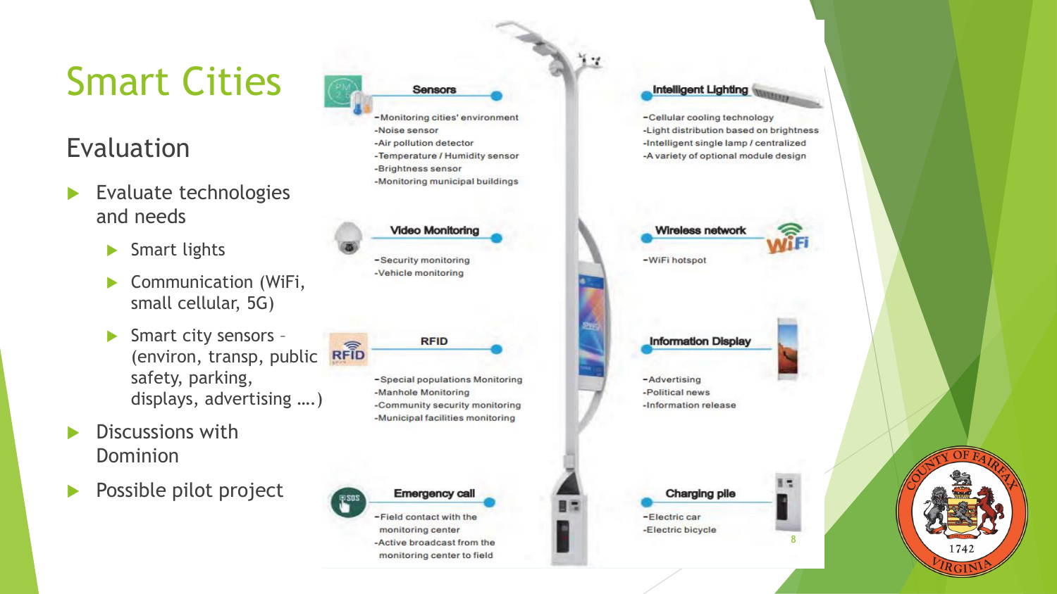# Smart Cities

## Evaluation

- Evaluate technologies and needs
  - Smart lights
  - Communication (WiFi, small cellular, 5G)
  - Smart city sensors – (environ, transp, public safety, parking, displays, advertising ….)
- Discussions with Dominion
- Possible pilot project

**Sensors**

- Monitoring cities' environment
- Noise sensor
- Air pollution detector
- Temperature / Humidity sensor
- Brightness sensor
- Monitoring municipal buildings

**Video Monitoring**

- Security monitoring
- Vehicle monitoring

**RFID**

- Special populations Monitoring
- Manhole Monitoring
- Community security monitoring
- Municipal facilities monitoring

**Emergency call**

- Field contact with the monitoring center
- Active broadcast from the monitoring center to field

**Intelligent Lighting**

- Cellular cooling technology
- Light distribution based on brightness
- Intelligent single lamp / centralized
- A variety of optional module design

**Wireless network**

- WiFi hotspot

**Information Display**

- Advertising
- Political news
- Information release

**Charging pile**

- Electric car
- Electric bicycle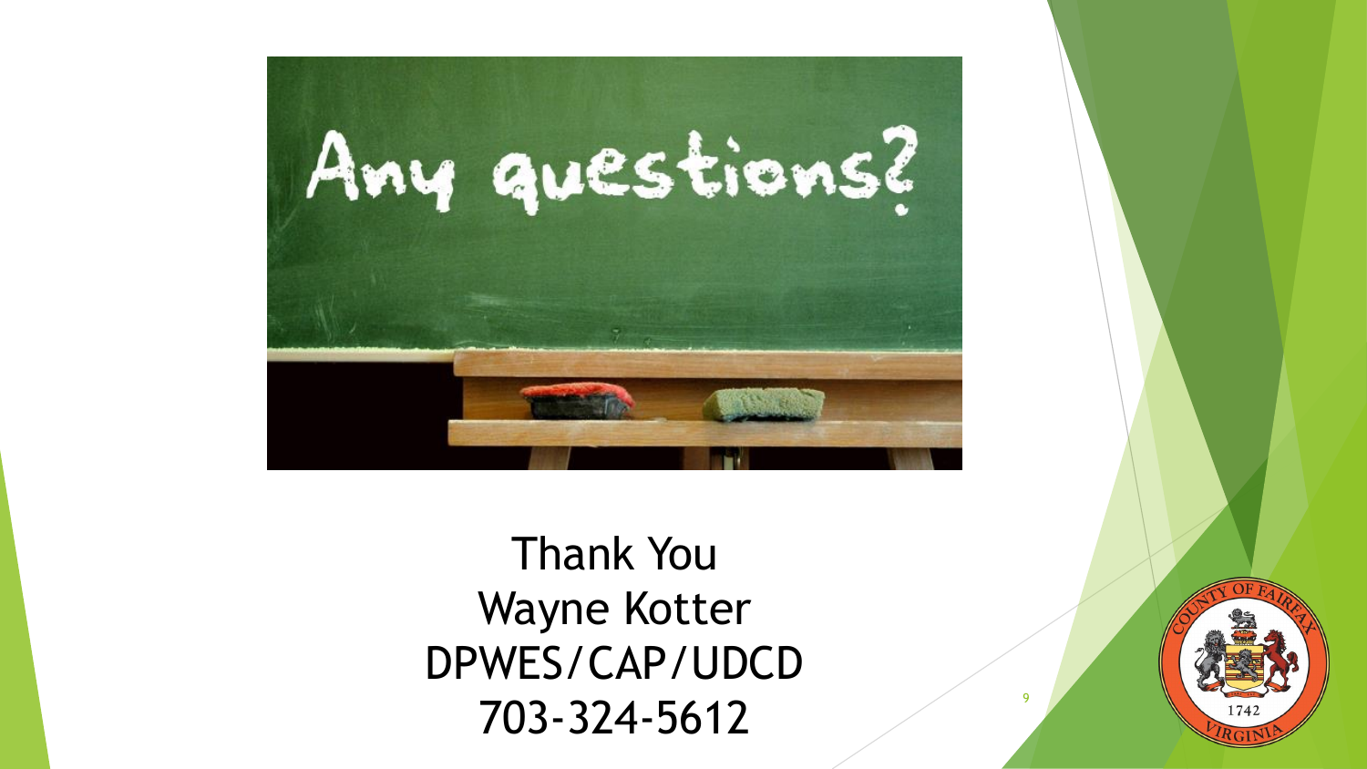Any questions?

Thank You
Wayne Kotter
DPWES/CAP/UDCD
703-324-5612